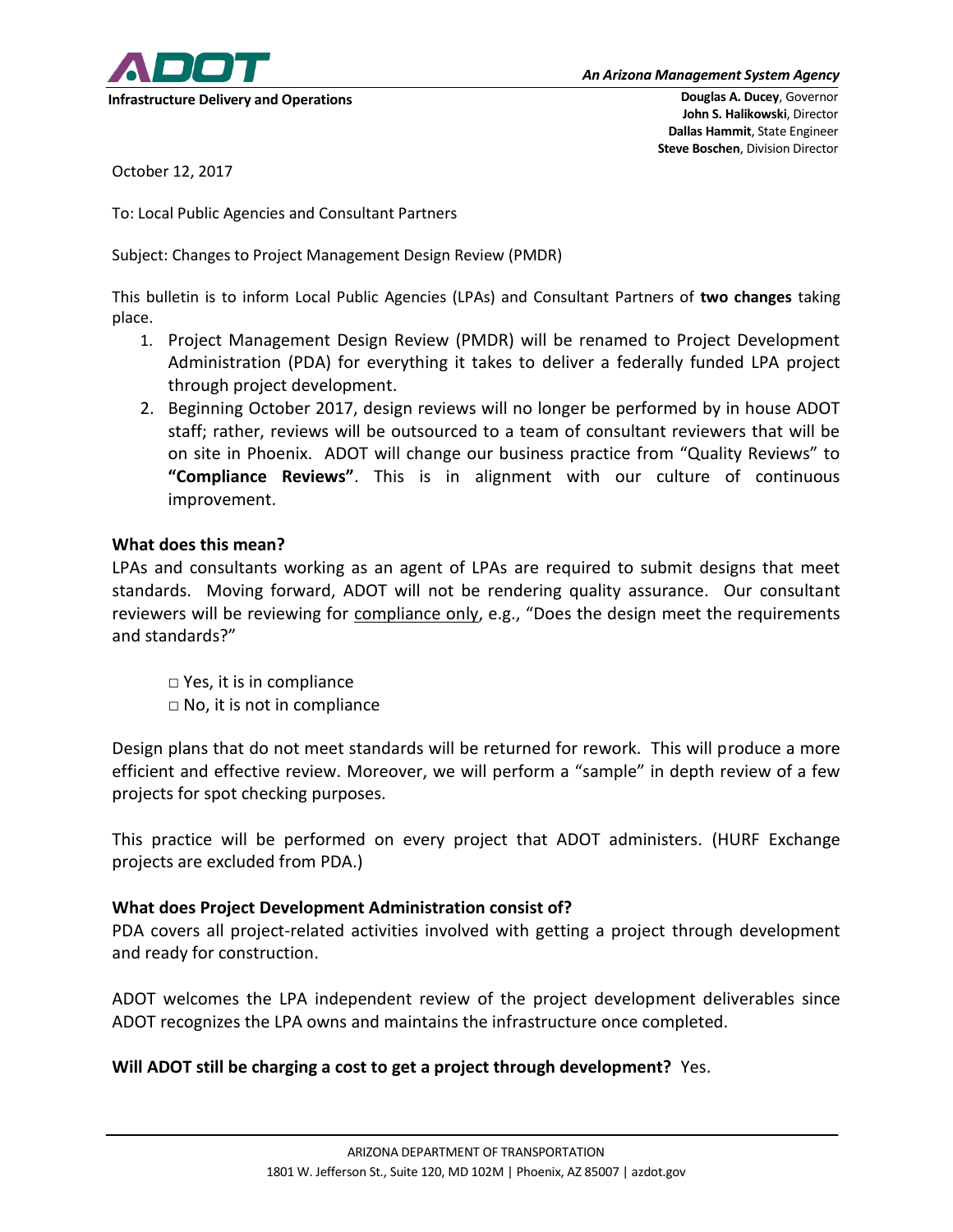ADOT

**Infrastructure Delivery and Operations**

*An Arizona Management System Agency*

**Douglas A. Ducey**, Governor
**John S. Halikowski**, Director
**Dallas Hammit**, State Engineer
**Steve Boschen**, Division Director

October 12, 2017

To: Local Public Agencies and Consultant Partners

Subject: Changes to Project Management Design Review (PMDR)

This bulletin is to inform Local Public Agencies (LPAs) and Consultant Partners of **two changes** taking place.

1. Project Management Design Review (PMDR) will be renamed to Project Development Administration (PDA) for everything it takes to deliver a federally funded LPA project through project development.
2. Beginning October 2017, design reviews will no longer be performed by in house ADOT staff; rather, reviews will be outsourced to a team of consultant reviewers that will be on site in Phoenix. ADOT will change our business practice from "Quality Reviews" to **"Compliance Reviews"**. This is in alignment with our culture of continuous improvement.

**What does this mean?**

LPAs and consultants working as an agent of LPAs are required to submit designs that meet standards. Moving forward, ADOT will not be rendering quality assurance. Our consultant reviewers will be reviewing for compliance only, e.g., "Does the design meet the requirements and standards?"

□ Yes, it is in compliance
□ No, it is not in compliance

Design plans that do not meet standards will be returned for rework. This will produce a more efficient and effective review. Moreover, we will perform a "sample" in depth review of a few projects for spot checking purposes.

This practice will be performed on every project that ADOT administers. (HURF Exchange projects are excluded from PDA.)

**What does Project Development Administration consist of?**

PDA covers all project-related activities involved with getting a project through development and ready for construction.

ADOT welcomes the LPA independent review of the project development deliverables since ADOT recognizes the LPA owns and maintains the infrastructure once completed.

**Will ADOT still be charging a cost to get a project through development?** Yes.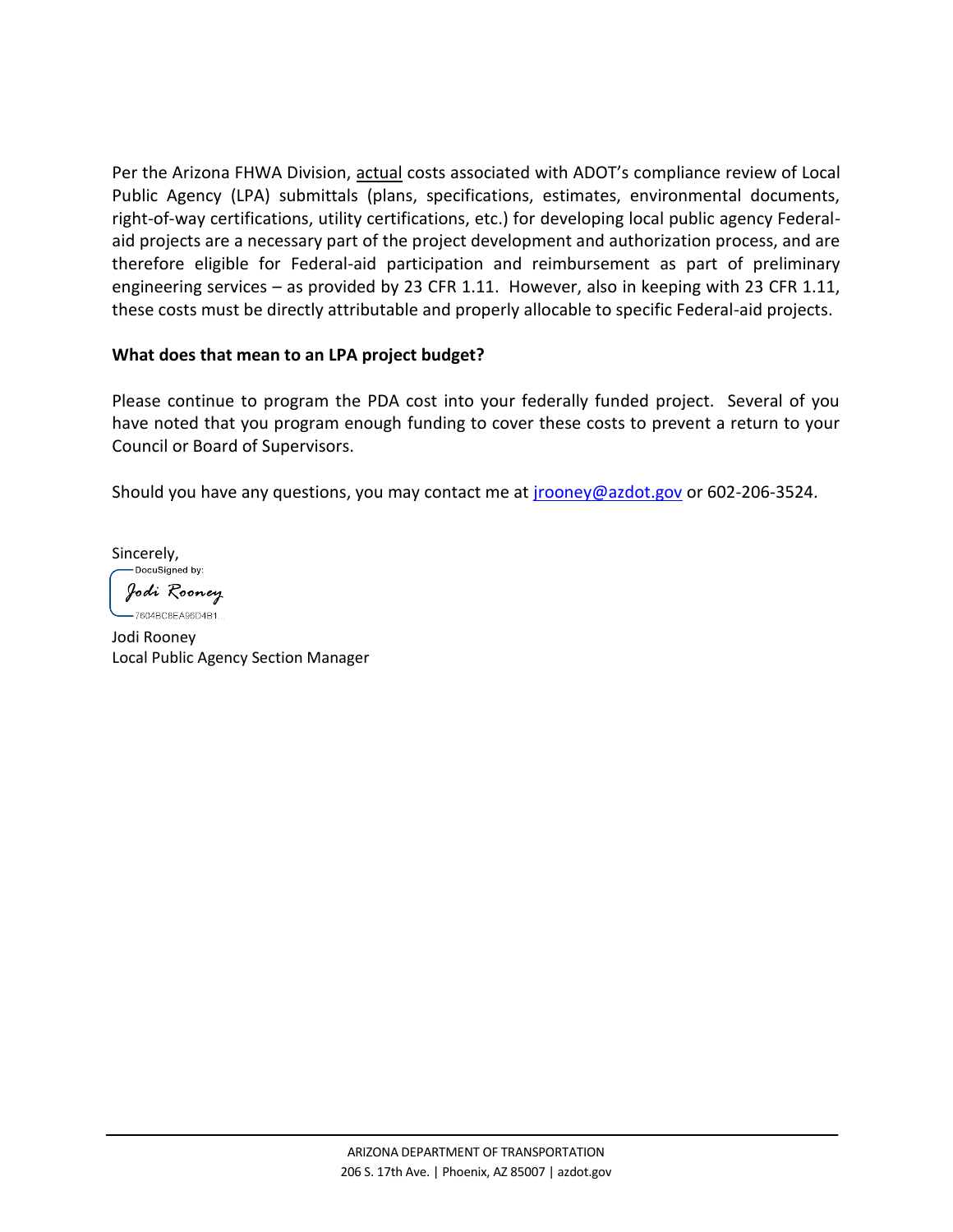Per the Arizona FHWA Division, actual costs associated with ADOT's compliance review of Local Public Agency (LPA) submittals (plans, specifications, estimates, environmental documents, right-of-way certifications, utility certifications, etc.) for developing local public agency Federal-aid projects are a necessary part of the project development and authorization process, and are therefore eligible for Federal-aid participation and reimbursement as part of preliminary engineering services – as provided by 23 CFR 1.11. However, also in keeping with 23 CFR 1.11, these costs must be directly attributable and properly allocable to specific Federal-aid projects.

**What does that mean to an LPA project budget?**

Please continue to program the PDA cost into your federally funded project. Several of you have noted that you program enough funding to cover these costs to prevent a return to your Council or Board of Supervisors.

Should you have any questions, you may contact me at jrooney@azdot.gov or 602-206-3524.

Sincerely,

DocuSigned by:
Jodi Rooney
7604BC8EA96D4B1...

Jodi Rooney
Local Public Agency Section Manager

ARIZONA DEPARTMENT OF TRANSPORTATION
206 S. 17th Ave. | Phoenix, AZ 85007 | azdot.gov